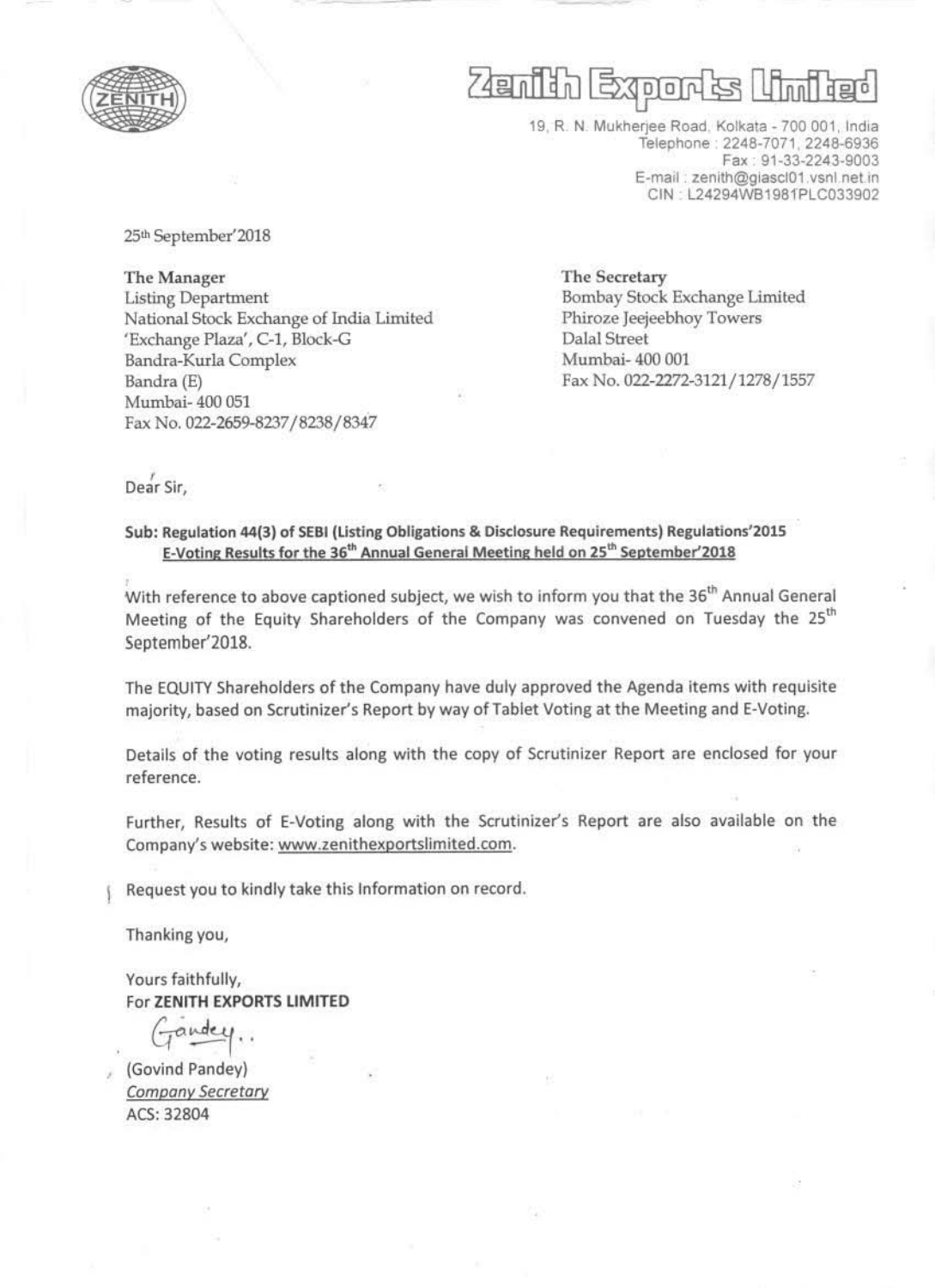# Zenith Exports Limited

19, R. N. Mukherjee Road, Kolkata - 700 001, India
Telephone : 2248-7071, 2248-6936
Fax : 91-33-2243-9003
E-mail : zenith@giascl01.vsnl.net.in
CIN : L24294WB1981PLC033902

25th September'2018

**The Manager**
Listing Department
National Stock Exchange of India Limited
'Exchange Plaza', C-1, Block-G
Bandra-Kurla Complex
Bandra (E)
Mumbai- 400 051
Fax No. 022-2659-8237/8238/8347

**The Secretary**
Bombay Stock Exchange Limited
Phiroze Jeejeebhoy Towers
Dalal Street
Mumbai- 400 001
Fax No. 022-2272-3121/1278/1557

Dear Sir,

**Sub: Regulation 44(3) of SEBI (Listing Obligations & Disclosure Requirements) Regulations'2015**
**E-Voting Results for the 36th Annual General Meeting held on 25th September'2018**

With reference to above captioned subject, we wish to inform you that the 36th Annual General Meeting of the Equity Shareholders of the Company was convened on Tuesday the 25th September'2018.

The EQUITY Shareholders of the Company have duly approved the Agenda items with requisite majority, based on Scrutinizer's Report by way of Tablet Voting at the Meeting and E-Voting.

Details of the voting results along with the copy of Scrutinizer Report are enclosed for your reference.

Further, Results of E-Voting along with the Scrutinizer's Report are also available on the Company's website: www.zenithexportslimited.com.

Request you to kindly take this Information on record.

Thanking you,

Yours faithfully,
For **ZENITH EXPORTS LIMITED**

Gandey..

(Govind Pandey)
*Company Secretary*
ACS: 32804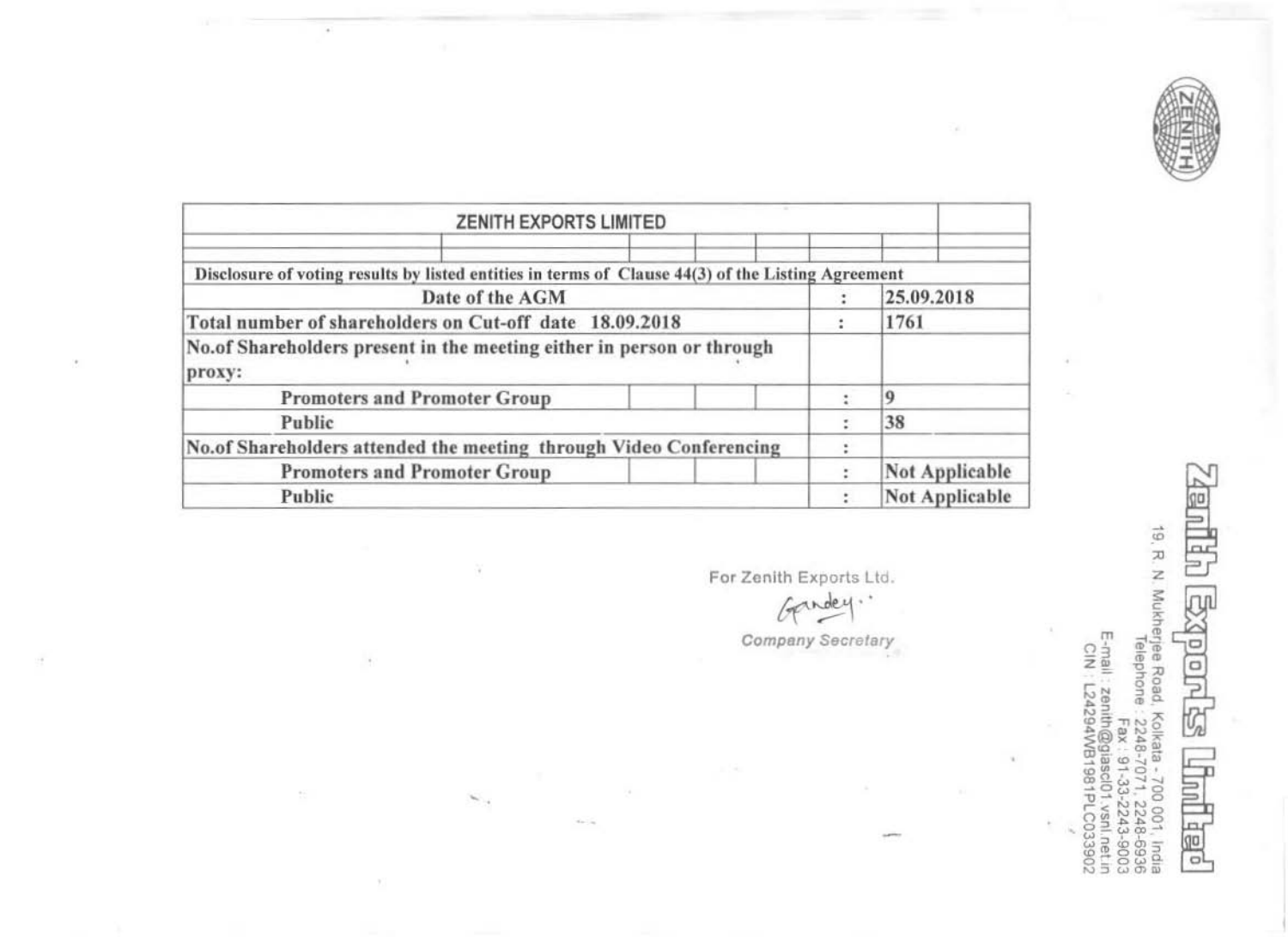| ZENITH EXPORTS LIMITED | | |
|---|---|---|
| Disclosure of voting results by listed entities in terms of Clause 44(3) of the Listing Agreement | | |
| Date of the AGM | : | 25.09.2018 |
| Total number of shareholders on Cut-off date 18.09.2018 | : | 1761 |
| No.of Shareholders present in the meeting either in person or through proxy: | | |
| Promoters and Promoter Group | : | 9 |
| Public | : | 38 |
| No.of Shareholders attended the meeting through Video Conferencing | : | |
| Promoters and Promoter Group | : | Not Applicable |
| Public | : | Not Applicable |

For Zenith Exports Ltd.

*Company Secretary*

Zenith Exports Limited

19, R. N. Mukherjee Road, Kolkata - 700 001, India
Telephone : 2248-7071, 2248-6936
Fax : 91-33-2243-9003
E-mail : zenith@giascl01.vsnl.net.in
CIN : L24294WB1981PLC033902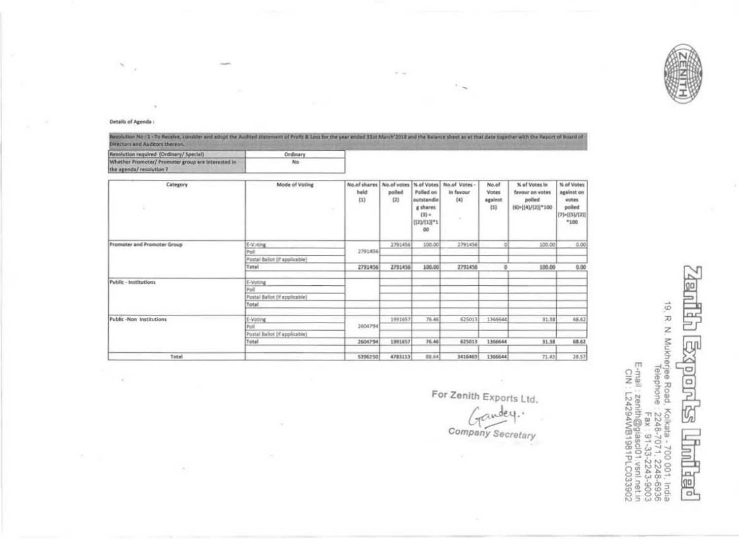Details of Agenda :

Resolution No : 1 - To Receive, consider and adopt the Audited statement of Profit & Loss for the year ended 31st March'2018 and the Balance sheet as at that date together with the Report of Board of Directors and Auditors thereon.

| Resolution required (Ordinary/ Special) | Ordinary |
|---|---|
| Whether Promoter/ Promoter group are interested in the agenda/ resolution ? | No |

| Category | Mode of Voting | No.of shares held (1) | No.of votes polled (2) | % of Votes Polled on outstanding shares (3) = [(2)/(1)]*100 | No.of Votes - in favour (4) | No.of Votes against (5) | % of Votes in favour on votes polled (6)=[(4)/(2)]*100 | % of Votes against on votes polled (7)=[(5)/(2)]*100 |
|---|---|---|---|---|---|---|---|---|
| Promoter and Promoter Group | E-Voting | 2791456 | 2791456 | 100.00 | 2791456 | 0 | 100.00 | 0.00 |
| | Poll | | | | | | | |
| | Postal Ballot (if applicable) | | | | | | | |
| | Total | 2791456 | 2791456 | 100.00 | 2791456 | 0 | 100.00 | 0.00 |
| Public - Institutions | E-Voting | | | | | | | |
| | Poll | | | | | | | |
| | Postal Ballot (if applicable) | | | | | | | |
| | Total | | | | | | | |
| Public -Non Institutions | E-Voting | 2604794 | 1991657 | 76.46 | 625013 | 1366644 | 31.38 | 68.62 |
| | Poll | | | | | | | |
| | Postal Ballot (if applicable) | | | | | | | |
| | Total | 2604794 | 1991657 | 76.46 | 625013 | 1366644 | 31.38 | 68.62 |
| Total | | 5396250 | 4783113 | 88.64 | 3416469 | 1366644 | 71.43 | 28.57 |

For Zenith Exports Ltd.

Gandey.

Company Secretary

**Zenith Exports Limited**

19, R. N. Mukherjee Road, Kolkata - 700 001, India
Telephone : 2248-7071, 2248-6936
Fax : 91-33-2243-9003
E-mail : zenith@giascl01.vsnl.net.in
CIN : L24294WB1981PLC033902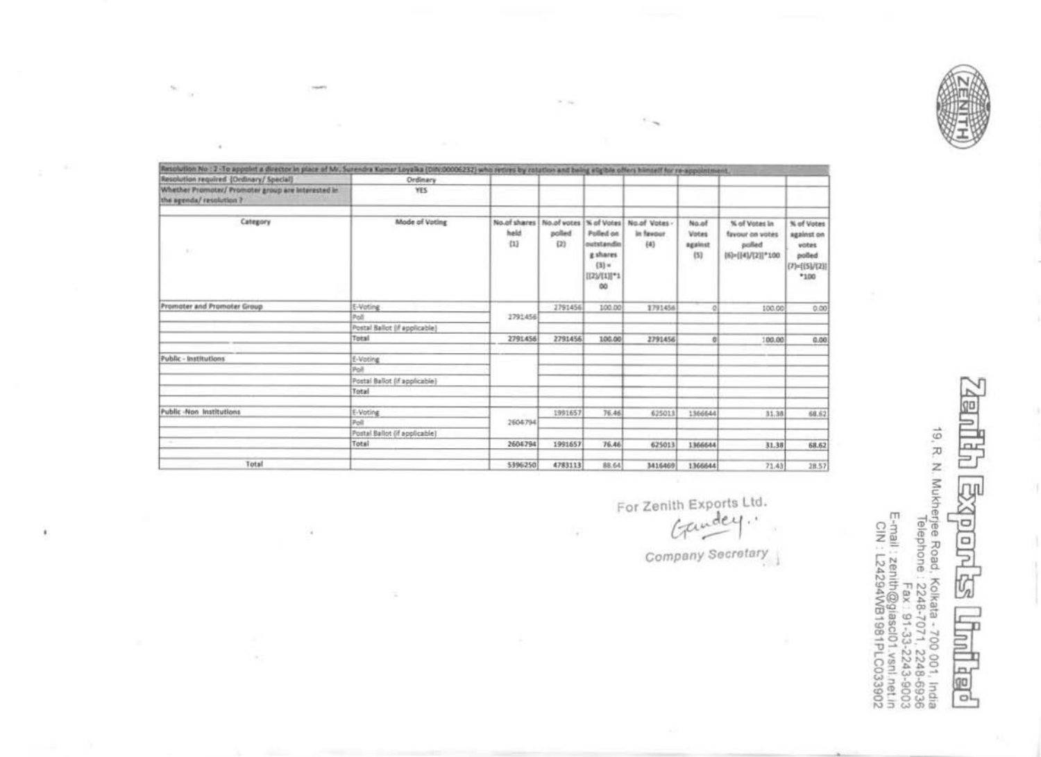| Resolution No : 2 -To appoint a director in place of Mr. Surendra Kumar Loyalka (DIN:00006232) who retires by rotation and being eligible offers himself for re-appointment. | | | | | | | | | |
|---|---|---|---|---|---|---|---|---|---|
| Resolution required (Ordinary/ Special) | Ordinary | | | | | | | | |
| Whether Promoter/ Promoter group are interested in the agenda/ resolution ? | YES | | | | | | | | |
| Category | Mode of Voting | No.of shares held (1) | No.of votes polled (2) | % of Votes Polled on outstanding shares (3) = [(2)/(1)]*100 | No.of Votes - in favour (4) | No.of Votes against (5) | % of Votes in favour on votes polled (6)=[(4)/(2)]*100 | % of Votes against on votes polled (7)=[(5)/(2)]*100 |
| Promoter and Promoter Group | E-Voting | 2791456 | 2791456 | 100.00 | 2791456 | 0 | 100.00 | 0.00 |
| | Poll | | | | | | | |
| | Postal Ballot (if applicable) | | | | | | | |
| | Total | 2791456 | 2791456 | 100.00 | 2791456 | 0 | 100.00 | 0.00 |
| Public - Institutions | E-Voting | | | | | | | |
| | Poll | | | | | | | |
| | Postal Ballot (if applicable) | | | | | | | |
| | Total | | | | | | | |
| Public -Non Institutions | E-Voting | 2604794 | 1991657 | 76.46 | 625013 | 1366644 | 31.38 | 68.62 |
| | Poll | | | | | | | |
| | Postal Ballot (if applicable) | | | | | | | |
| | Total | 2604794 | 1991657 | 76.46 | 625013 | 1366644 | 31.38 | 68.62 |
| Total | | 5396250 | 4783113 | 88.64 | 3416469 | 1366644 | 71.43 | 28.57 |

For Zenith Exports Ltd.

Company Secretary

**Zenith Exports Limited**

19, R. N. Mukherjee Road, Kolkata - 700 001, India
Telephone : 2248-7071, 2248-6936
Fax : 91-33-2243-9003
E-mail : zenith@giascl01.vsnl.net.in
CIN : L24294WB1981PLC033902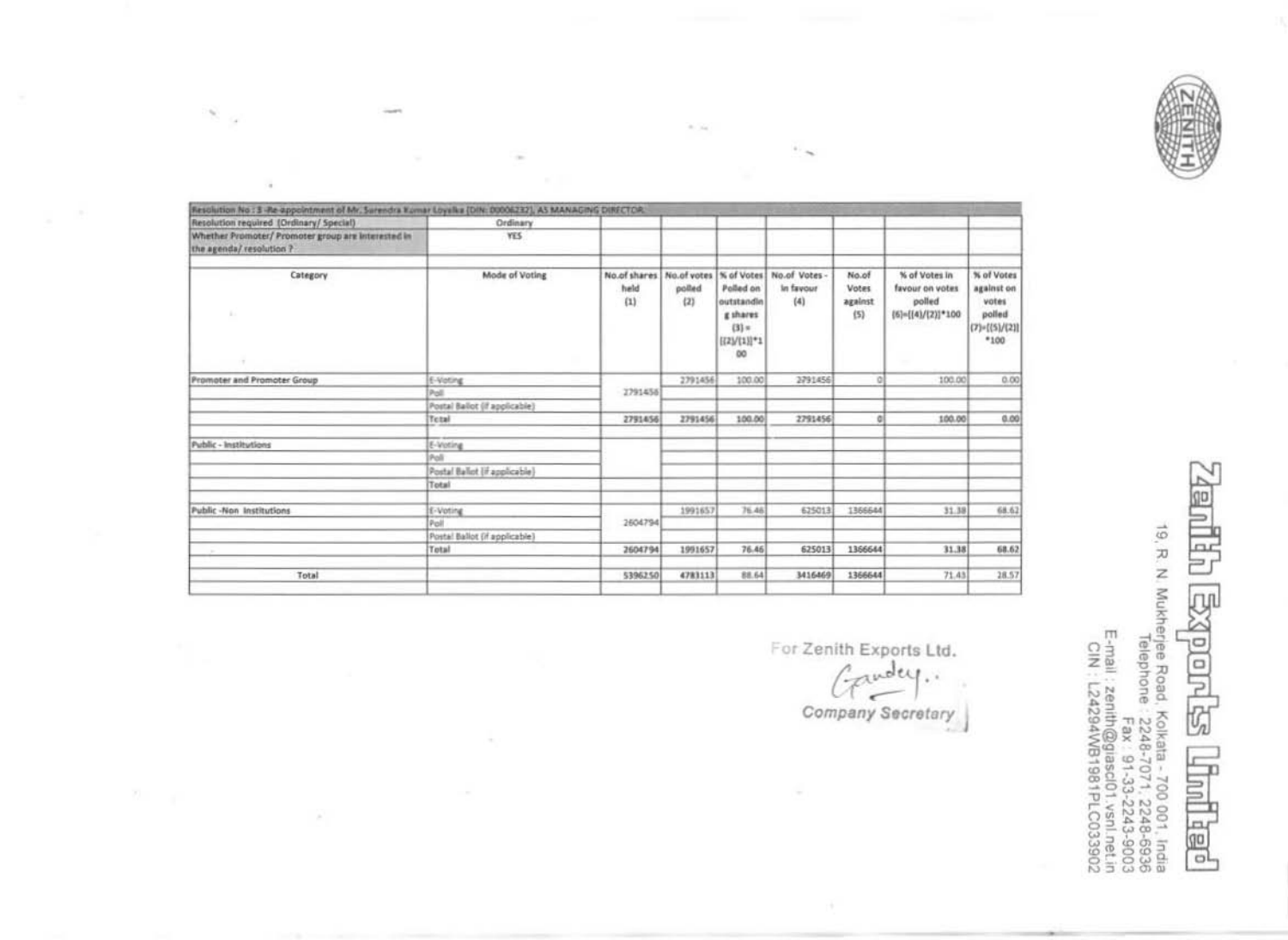| Resolution No : 3 -Re-appointment of Mr. Surendra Kumar Loyalka [DIN: 00006232], AS MANAGING DIRECTOR | | | | | | | | |
|---|---|---|---|---|---|---|---|---|
| Resolution required (Ordinary/ Special) | Ordinary | | | | | | | |
| Whether Promoter/ Promoter group are interested in the agenda/ resolution ? | YES | | | | | | | |
| Category | Mode of Voting | No.of shares held (1) | No.of votes polled (2) | % of Votes Polled on outstanding shares (3) = [(2)/(1)]*100 | No.of Votes - in favour (4) | No.of Votes against (5) | % of Votes in favour on votes polled (6)=[(4)/(2)]*100 | % of Votes against on votes polled (7)=[(5)/(2)]*100 |
| Promoter and Promoter Group | E-Voting | 2791456 | 2791456 | 100.00 | 2791456 | 0 | 100.00 | 0.00 |
| | Poll | | | | | | | |
| | Postal Ballot (if applicable) | | | | | | | |
| | Total | 2791456 | 2791456 | 100.00 | 2791456 | 0 | 100.00 | 0.00 |
| Public - Institutions | E-Voting | | | | | | | |
| | Poll | | | | | | | |
| | Postal Ballot (if applicable) | | | | | | | |
| | Total | | | | | | | |
| Public -Non Institutions | E-Voting | 2604794 | 1991657 | 76.46 | 625013 | 1366644 | 31.38 | 68.62 |
| | Poll | | | | | | | |
| | Postal Ballot (if applicable) | | | | | | | |
| | Total | 2604794 | 1991657 | 76.46 | 625013 | 1366644 | 31.38 | 68.62 |
| Total | | 5396250 | 4783113 | 88.64 | 3416469 | 1366644 | 71.43 | 28.57 |

For Zenith Exports Ltd.

Company Secretary

**Zenith Exports Limited**

19, R. N. Mukherjee Road, Kolkata - 700 001, India
Telephone : 2248-7071, 2248-6936
Fax : 91-33-2243-9003
E-mail : zenith@giascl01.vsnl.net.in
CIN : L24294WB1981PLC033902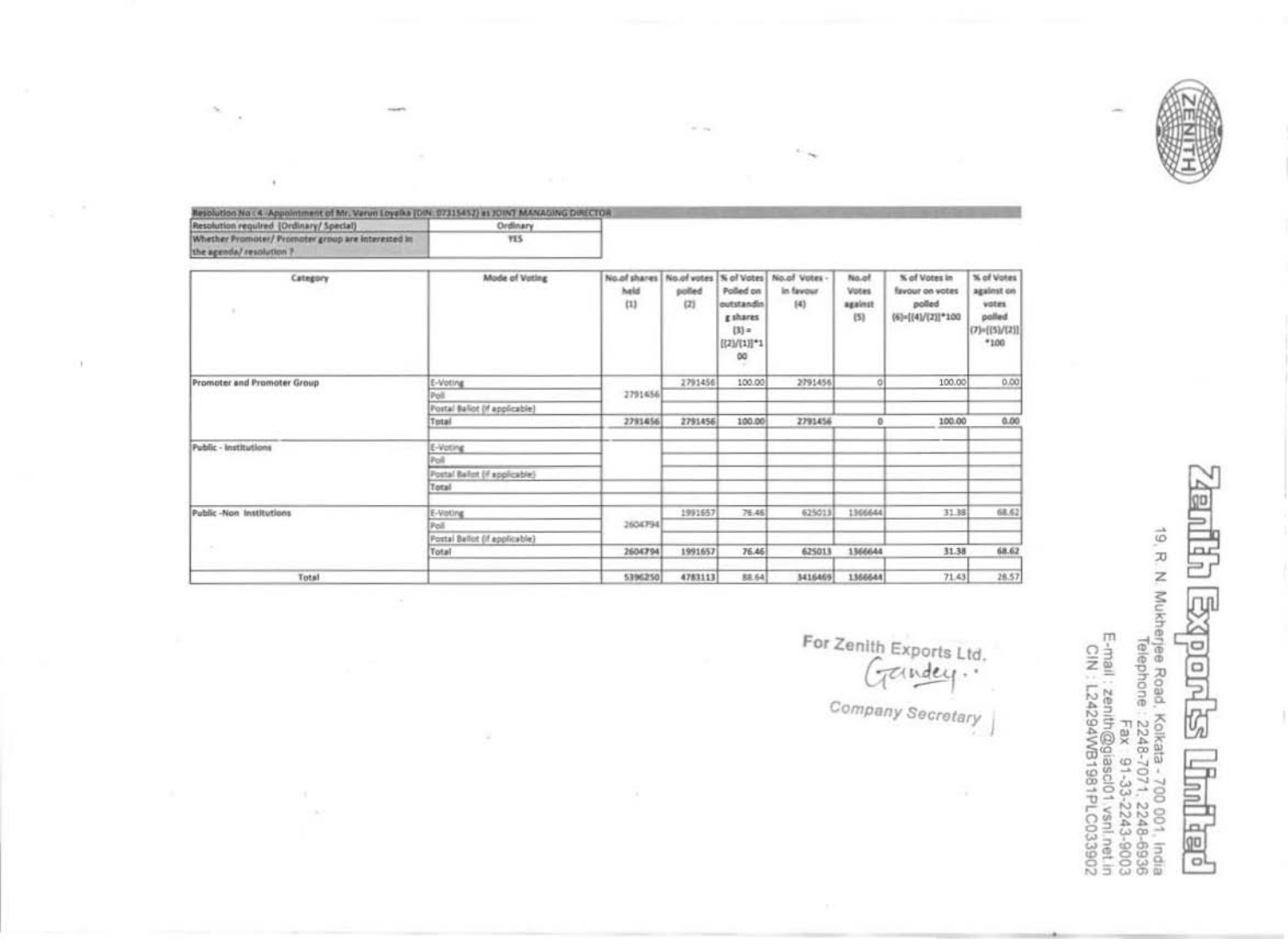Resolution No : 4 -Appointment of Mr. Varun Loyalka (DIN: 07315452) as JOINT MANAGING DIRECTOR

| Resolution required (Ordinary/ Special) | Ordinary |
|---|---|
| Whether Promoter/ Promoter group are interested in the agenda/ resolution ? | YES |

| Category | Mode of Voting | No.of shares held (1) | No.of votes polled (2) | % of Votes Polled on outstanding shares (3) = [(2)/(1)]*100 | No.of Votes - in favour (4) | No.of Votes against (5) | % of Votes in favour on votes polled (6)=[(4)/(2)]*100 | % of Votes against on votes polled (7)=[(5)/(2)]*100 |
|---|---|---|---|---|---|---|---|---|
| Promoter and Promoter Group | E-Voting | 2791456 | 2791456 | 100.00 | 2791456 | 0 | 100.00 | 0.00 |
| | Poll | | | | | | | |
| | Postal Ballot (if applicable) | | | | | | | |
| | Total | 2791456 | 2791456 | 100.00 | 2791456 | 0 | 100.00 | 0.00 |
| Public - Institutions | E-Voting | | | | | | | |
| | Poll | | | | | | | |
| | Postal Ballot (if applicable) | | | | | | | |
| | Total | | | | | | | |
| Public -Non Institutions | E-Voting | 2604794 | 1991657 | 76.46 | 625013 | 1366644 | 31.38 | 68.62 |
| | Poll | | | | | | | |
| | Postal Ballot (if applicable) | | | | | | | |
| | Total | 2604794 | 1991657 | 76.46 | 625013 | 1366644 | 31.38 | 68.62 |
| Total | | 5396250 | 4783113 | 88.64 | 3416469 | 1366644 | 71.43 | 28.57 |

For Zenith Exports Ltd.

Company Secretary

**Zenith Exports Limited**

19, R. N. Mukherjee Road, Kolkata - 700 001, India
Telephone : 2248-7071, 2248-6936
Fax : 91-33-2243-9003
E-mail : zenith@giascl01.vsnl.net.in
CIN : L24294WB1981PLC033902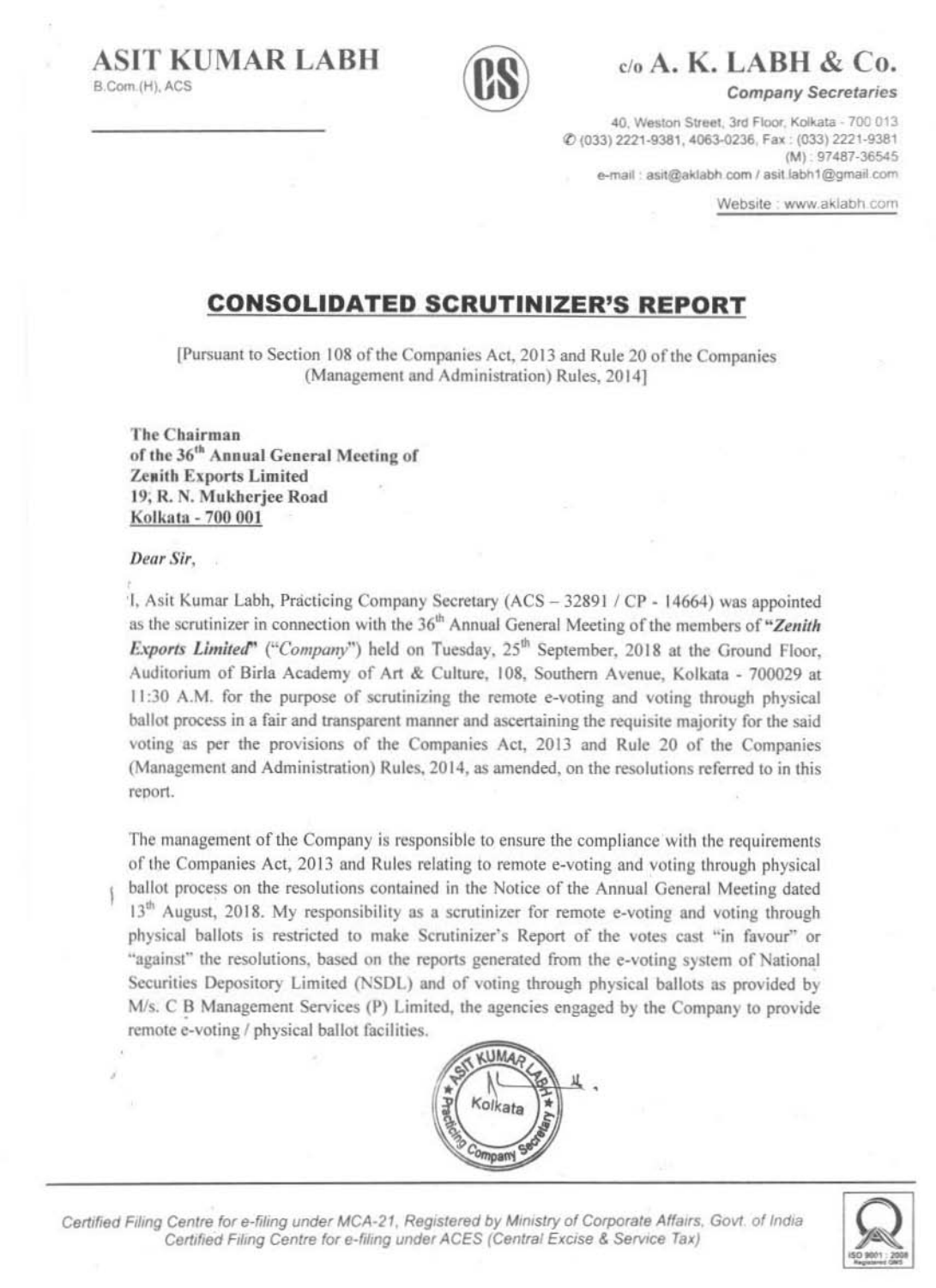**ASIT KUMAR LABH**
B.Com.(H), ACS

c/o **A. K. LABH & Co.**
*Company Secretaries*

40, Weston Street, 3rd Floor, Kolkata - 700 013
(033) 2221-9381, 4063-0236, Fax : (033) 2221-9381
(M) : 97487-36545
e-mail : asit@aklabh.com / asit.labh1@gmail.com
Website : www.aklabh.com

## CONSOLIDATED SCRUTINIZER'S REPORT

[Pursuant to Section 108 of the Companies Act, 2013 and Rule 20 of the Companies (Management and Administration) Rules, 2014]

**The Chairman**
**of the 36th Annual General Meeting of**
**Zenith Exports Limited**
**19, R. N. Mukherjee Road**
**Kolkata - 700 001**

*Dear Sir,*

I, Asit Kumar Labh, Practicing Company Secretary (ACS – 32891 / CP - 14664) was appointed as the scrutinizer in connection with the 36th Annual General Meeting of the members of "***Zenith Exports Limited***" ("*Company*") held on Tuesday, 25th September, 2018 at the Ground Floor, Auditorium of Birla Academy of Art & Culture, 108, Southern Avenue, Kolkata - 700029 at 11:30 A.M. for the purpose of scrutinizing the remote e-voting and voting through physical ballot process in a fair and transparent manner and ascertaining the requisite majority for the said voting as per the provisions of the Companies Act, 2013 and Rule 20 of the Companies (Management and Administration) Rules, 2014, as amended, on the resolutions referred to in this report.

The management of the Company is responsible to ensure the compliance with the requirements of the Companies Act, 2013 and Rules relating to remote e-voting and voting through physical ballot process on the resolutions contained in the Notice of the Annual General Meeting dated 13th August, 2018. My responsibility as a scrutinizer for remote e-voting and voting through physical ballots is restricted to make Scrutinizer's Report of the votes cast "in favour" or "against" the resolutions, based on the reports generated from the e-voting system of National Securities Depository Limited (NSDL) and of voting through physical ballots as provided by M/s. C B Management Services (P) Limited, the agencies engaged by the Company to provide remote e-voting / physical ballot facilities.

Certified Filing Centre for e-filing under MCA-21, Registered by Ministry of Corporate Affairs, Govt. of India
Certified Filing Centre for e-filing under ACES (Central Excise & Service Tax)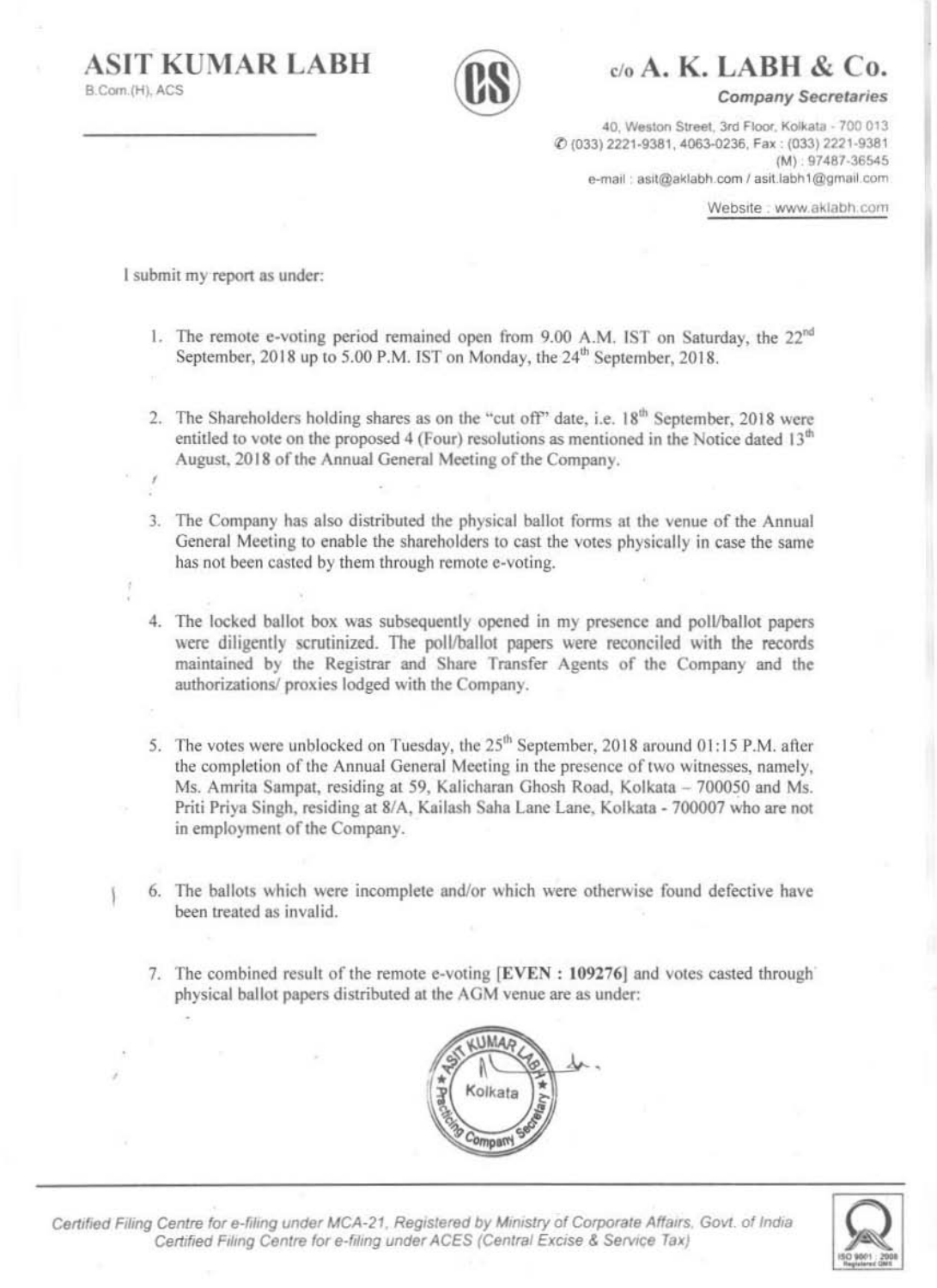**ASIT KUMAR LABH**
B.Com.(H), ACS

c/o **A. K. LABH & Co.**
*Company Secretaries*

40, Weston Street, 3rd Floor, Kolkata - 700 013
(033) 2221-9381, 4063-0236, Fax : (033) 2221-9381
(M) : 97487-36545
e-mail : asit@aklabh.com / asit.labh1@gmail.com
Website : www.aklabh.com

I submit my report as under:

1. The remote e-voting period remained open from 9.00 A.M. IST on Saturday, the 22nd September, 2018 up to 5.00 P.M. IST on Monday, the 24th September, 2018.

2. The Shareholders holding shares as on the "cut off" date, i.e. 18th September, 2018 were entitled to vote on the proposed 4 (Four) resolutions as mentioned in the Notice dated 13th August, 2018 of the Annual General Meeting of the Company.

3. The Company has also distributed the physical ballot forms at the venue of the Annual General Meeting to enable the shareholders to cast the votes physically in case the same has not been casted by them through remote e-voting.

4. The locked ballot box was subsequently opened in my presence and poll/ballot papers were diligently scrutinized. The poll/ballot papers were reconciled with the records maintained by the Registrar and Share Transfer Agents of the Company and the authorizations/ proxies lodged with the Company.

5. The votes were unblocked on Tuesday, the 25th September, 2018 around 01:15 P.M. after the completion of the Annual General Meeting in the presence of two witnesses, namely, Ms. Amrita Sampat, residing at 59, Kalicharan Ghosh Road, Kolkata – 700050 and Ms. Priti Priya Singh, residing at 8/A, Kailash Saha Lane Lane, Kolkata - 700007 who are not in employment of the Company.

6. The ballots which were incomplete and/or which were otherwise found defective have been treated as invalid.

7. The combined result of the remote e-voting [**EVEN : 109276**] and votes casted through physical ballot papers distributed at the AGM venue are as under:

*Certified Filing Centre for e-filing under MCA-21, Registered by Ministry of Corporate Affairs, Govt. of India*
*Certified Filing Centre for e-filing under ACES (Central Excise & Service Tax)*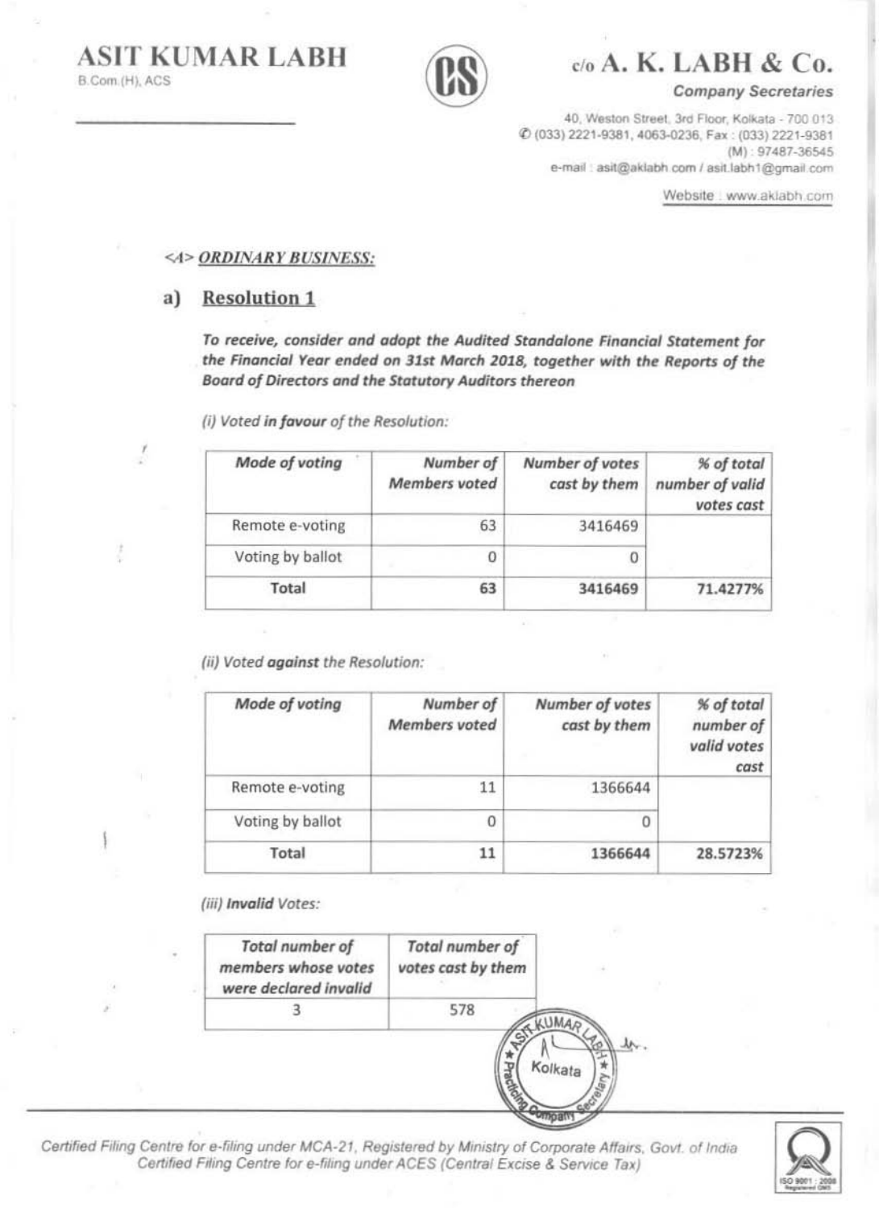**<A> *ORDINARY BUSINESS:***

## a) Resolution 1

***To receive, consider and adopt the Audited Standalone Financial Statement for the Financial Year ended on 31st March 2018, together with the Reports of the Board of Directors and the Statutory Auditors thereon***

*(i) Voted **in favour** of the Resolution:*

| *Mode of voting* | *Number of Members voted* | *Number of votes cast by them* | *% of total number of valid votes cast* |
|---|---|---|---|
| Remote e-voting | 63 | 3416469 | |
| Voting by ballot | 0 | 0 | |
| **Total** | **63** | **3416469** | **71.4277%** |

*(ii) Voted **against** the Resolution:*

| *Mode of voting* | *Number of Members voted* | *Number of votes cast by them* | *% of total number of valid votes cast* |
|---|---|---|---|
| Remote e-voting | 11 | 1366644 | |
| Voting by ballot | 0 | 0 | |
| **Total** | **11** | **1366644** | **28.5723%** |

*(iii) **Invalid** Votes:*

| *Total number of members whose votes were declared invalid* | *Total number of votes cast by them* |
|---|---|
| 3 | 578 |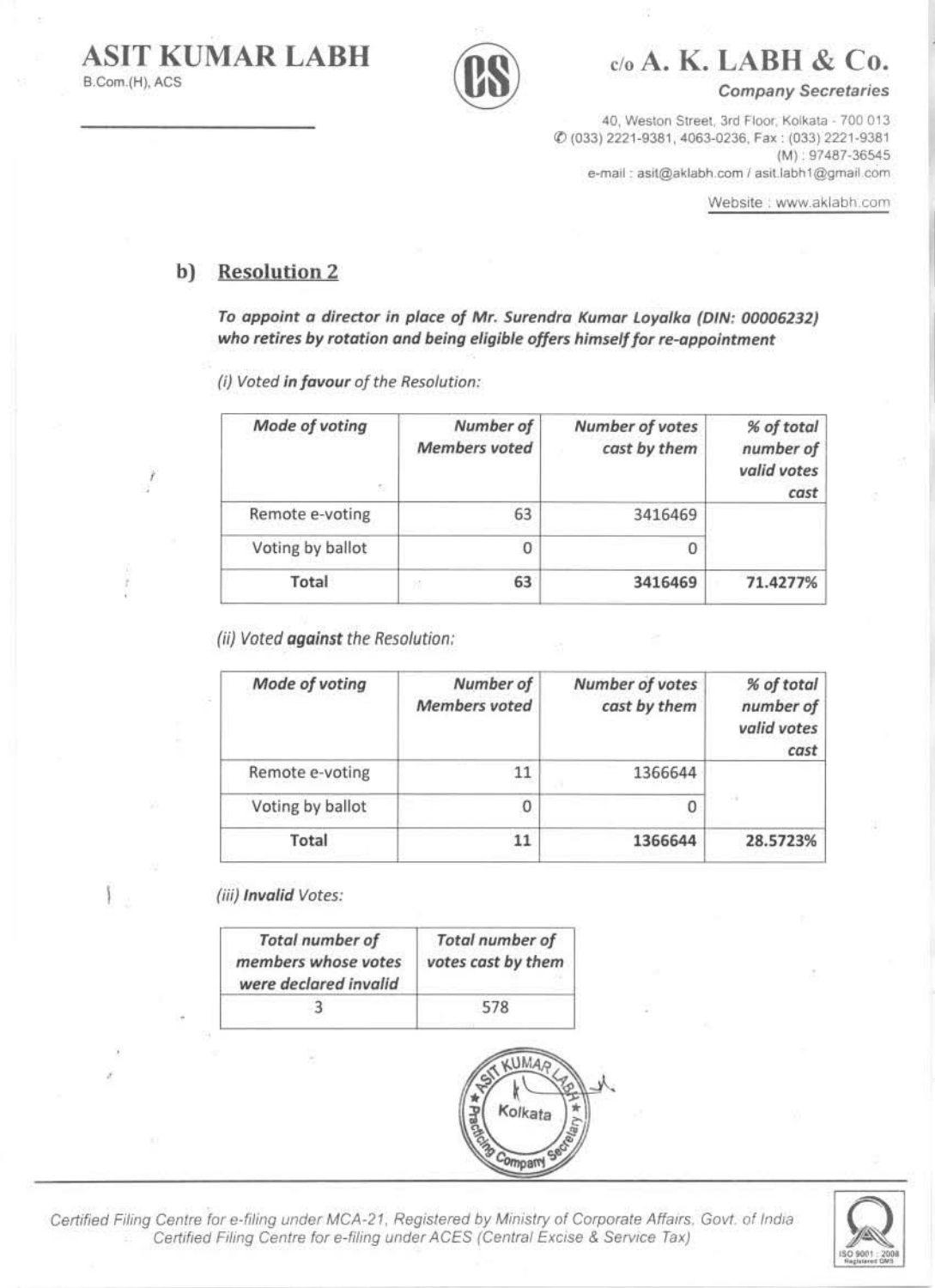## b) Resolution 2

***To appoint a director in place of Mr. Surendra Kumar Loyalka (DIN: 00006232) who retires by rotation and being eligible offers himself for re-appointment***

*(i) Voted **in favour** of the Resolution:*

| *Mode of voting* | *Number of Members voted* | *Number of votes cast by them* | *% of total number of valid votes cast* |
|---|---|---|---|
| Remote e-voting | 63 | 3416469 | |
| Voting by ballot | 0 | 0 | |
| **Total** | **63** | **3416469** | **71.4277%** |

*(ii) Voted **against** the Resolution:*

| *Mode of voting* | *Number of Members voted* | *Number of votes cast by them* | *% of total number of valid votes cast* |
|---|---|---|---|
| Remote e-voting | 11 | 1366644 | |
| Voting by ballot | 0 | 0 | |
| **Total** | **11** | **1366644** | **28.5723%** |

*(iii) **Invalid** Votes:*

| *Total number of members whose votes were declared invalid* | *Total number of votes cast by them* |
|---|---|
| 3 | 578 |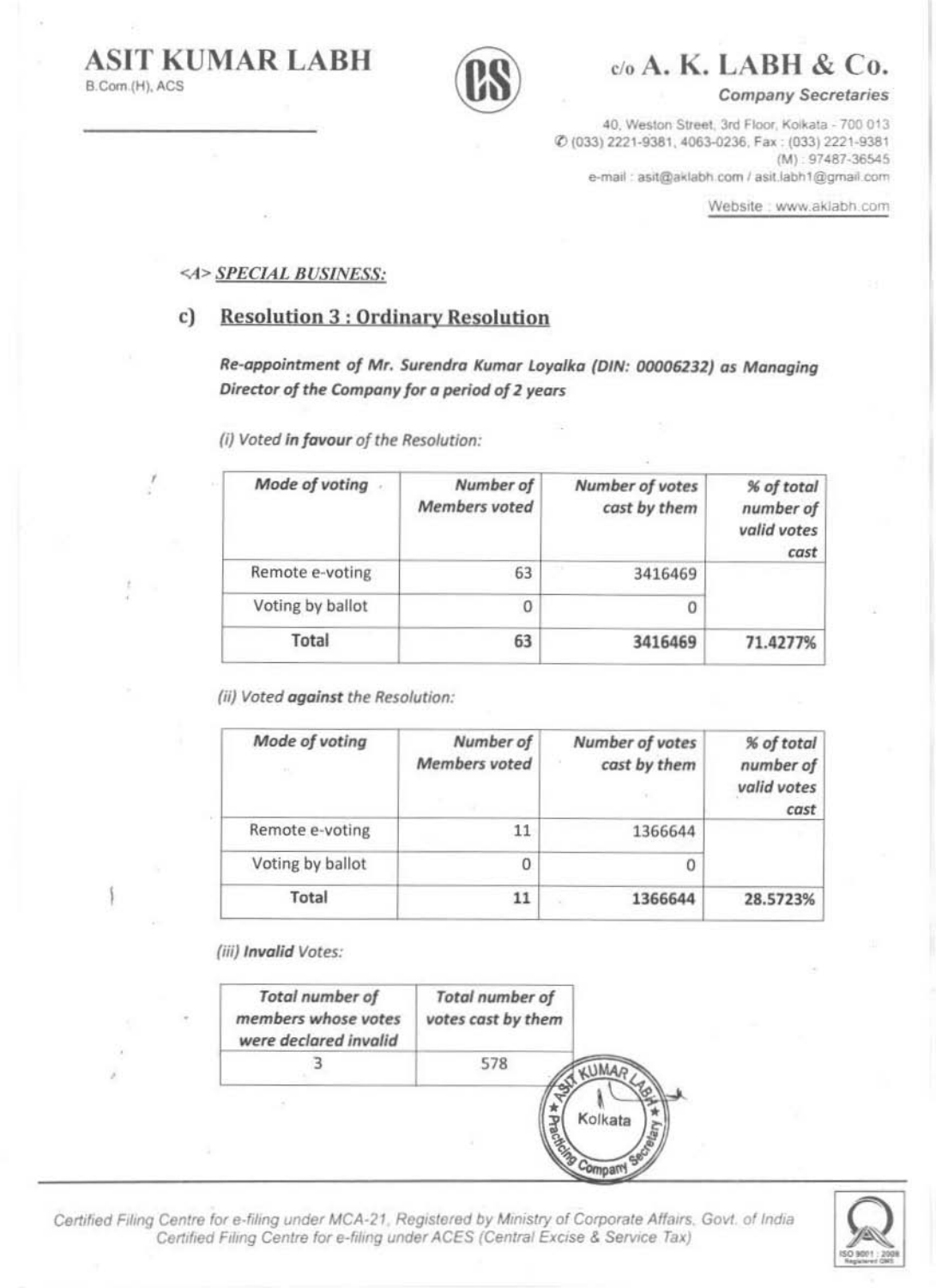**ASIT KUMAR LABH**
B.Com.(H), ACS

**c/o A. K. LABH & Co.**
*Company Secretaries*

40, Weston Street, 3rd Floor, Kolkata - 700 013
(033) 2221-9381, 4063-0236, Fax : (033) 2221-9381
(M) : 97487-36545
e-mail : asit@aklabh.com / asit.labh1@gmail.com
Website : www.aklabh.com

***<A> SPECIAL BUSINESS:***

## c) Resolution 3 : Ordinary Resolution

***Re-appointment of Mr. Surendra Kumar Loyalka (DIN: 00006232) as Managing Director of the Company for a period of 2 years***

*(i) Voted **in favour** of the Resolution:*

| *Mode of voting* | *Number of Members voted* | *Number of votes cast by them* | *% of total number of valid votes cast* |
|---|---|---|---|
| Remote e-voting | 63 | 3416469 | |
| Voting by ballot | 0 | 0 | |
| **Total** | **63** | **3416469** | **71.4277%** |

*(ii) Voted **against** the Resolution:*

| *Mode of voting* | *Number of Members voted* | *Number of votes cast by them* | *% of total number of valid votes cast* |
|---|---|---|---|
| Remote e-voting | 11 | 1366644 | |
| Voting by ballot | 0 | 0 | |
| **Total** | **11** | **1366644** | **28.5723%** |

*(iii) **Invalid** Votes:*

| *Total number of members whose votes were declared invalid* | *Total number of votes cast by them* |
|---|---|
| 3 | 578 |

Certified Filing Centre for e-filing under MCA-21, Registered by Ministry of Corporate Affairs, Govt. of India
Certified Filing Centre for e-filing under ACES (Central Excise & Service Tax)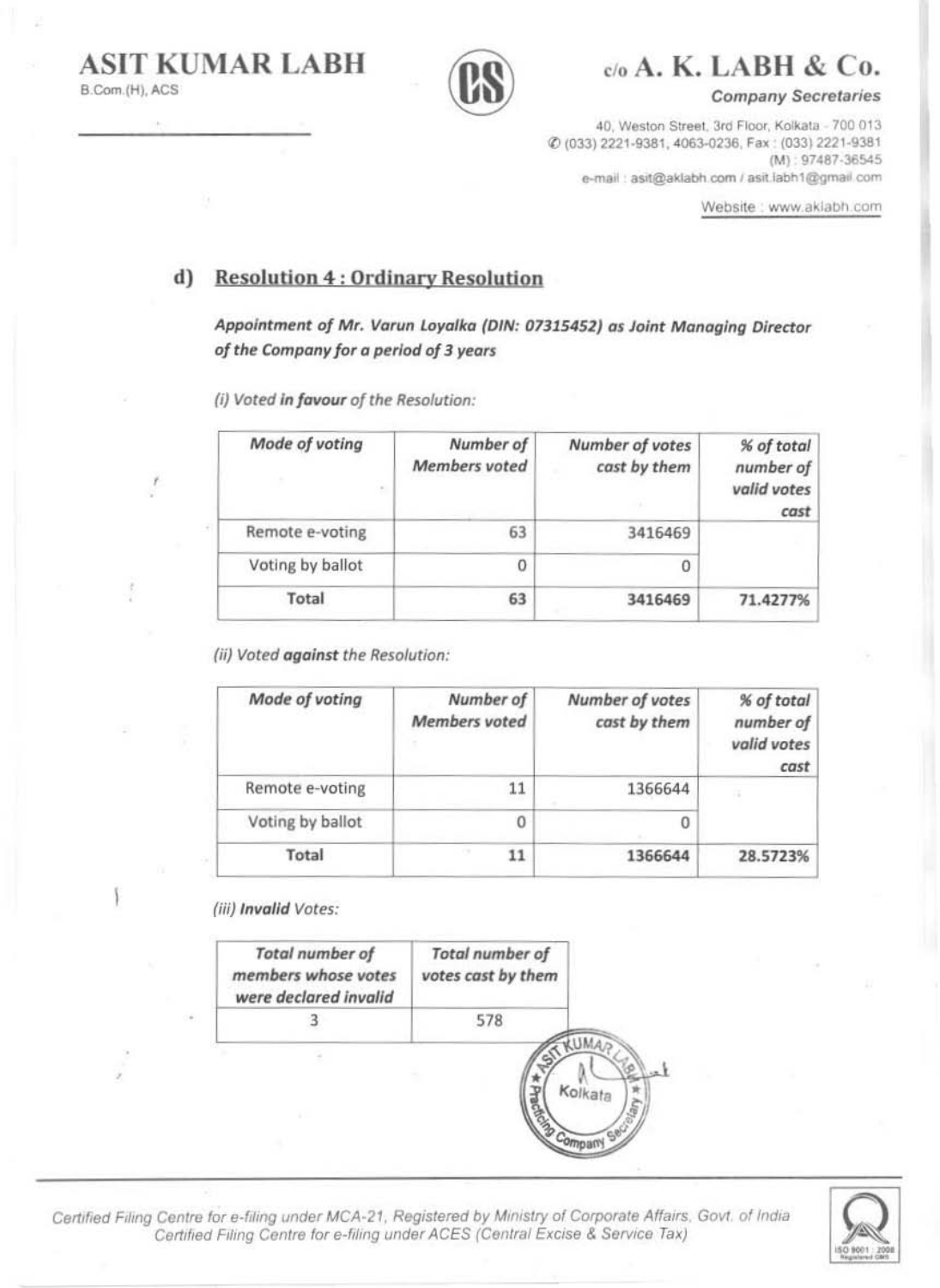ASIT KUMAR LABH
B.Com.(H), ACS

c/o A. K. LABH & Co.
Company Secretaries

40, Weston Street, 3rd Floor, Kolkata - 700 013
(033) 2221-9381, 4063-0236, Fax : (033) 2221-9381
(M) : 97487-36545
e-mail : asit@aklabh.com / asit.labh1@gmail.com

Website : www.aklabh.com

## d) Resolution 4 : Ordinary Resolution

***Appointment of Mr. Varun Loyalka (DIN: 07315452) as Joint Managing Director of the Company for a period of 3 years***

*(i) Voted **in favour** of the Resolution:*

| Mode of voting | Number of Members voted | Number of votes cast by them | % of total number of valid votes cast |
|---|---|---|---|
| Remote e-voting | 63 | 3416469 | |
| Voting by ballot | 0 | 0 | |
| **Total** | **63** | **3416469** | **71.4277%** |

*(ii) Voted **against** the Resolution:*

| Mode of voting | Number of Members voted | Number of votes cast by them | % of total number of valid votes cast |
|---|---|---|---|
| Remote e-voting | 11 | 1366644 | |
| Voting by ballot | 0 | 0 | |
| **Total** | **11** | **1366644** | **28.5723%** |

*(iii) **Invalid** Votes:*

| Total number of members whose votes were declared invalid | Total number of votes cast by them |
|---|---|
| 3 | 578 |

*Certified Filing Centre for e-filing under MCA-21, Registered by Ministry of Corporate Affairs, Govt. of India*
*Certified Filing Centre for e-filing under ACES (Central Excise & Service Tax)*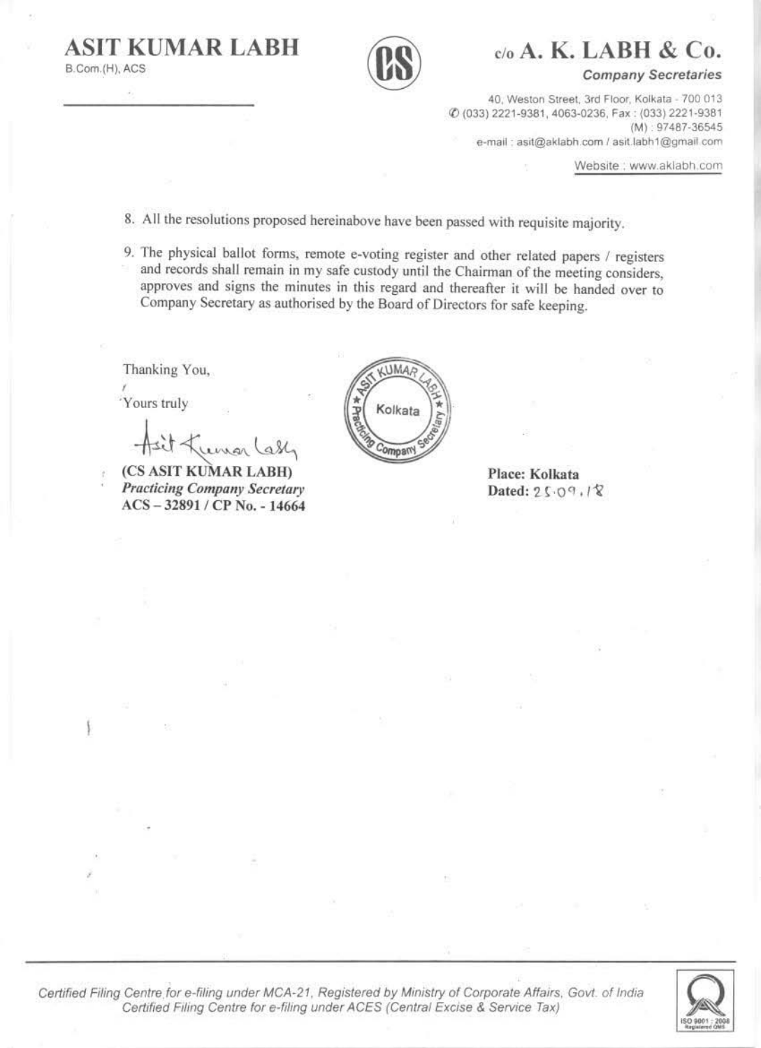# ASIT KUMAR LABH

B.Com.(H), ACS

# c/o A. K. LABH & Co.

*Company Secretaries*

40, Weston Street, 3rd Floor, Kolkata - 700 013
✆ (033) 2221-9381, 4063-0236, Fax : (033) 2221-9381
(M) : 97487-36545
e-mail : asit@aklabh.com / asit.labh1@gmail.com

Website : www.aklabh.com

8. All the resolutions proposed hereinabove have been passed with requisite majority.

9. The physical ballot forms, remote e-voting register and other related papers / registers and records shall remain in my safe custody until the Chairman of the meeting considers, approves and signs the minutes in this regard and thereafter it will be handed over to Company Secretary as authorised by the Board of Directors for safe keeping.

Thanking You,

Yours truly

**(CS ASIT KUMAR LABH)**
***Practicing Company Secretary***
**ACS – 32891 / CP No. - 14664**

**Place: Kolkata**
**Dated:** 25.09.18

*Certified Filing Centre for e-filing under MCA-21, Registered by Ministry of Corporate Affairs, Govt. of India*
*Certified Filing Centre for e-filing under ACES (Central Excise & Service Tax)*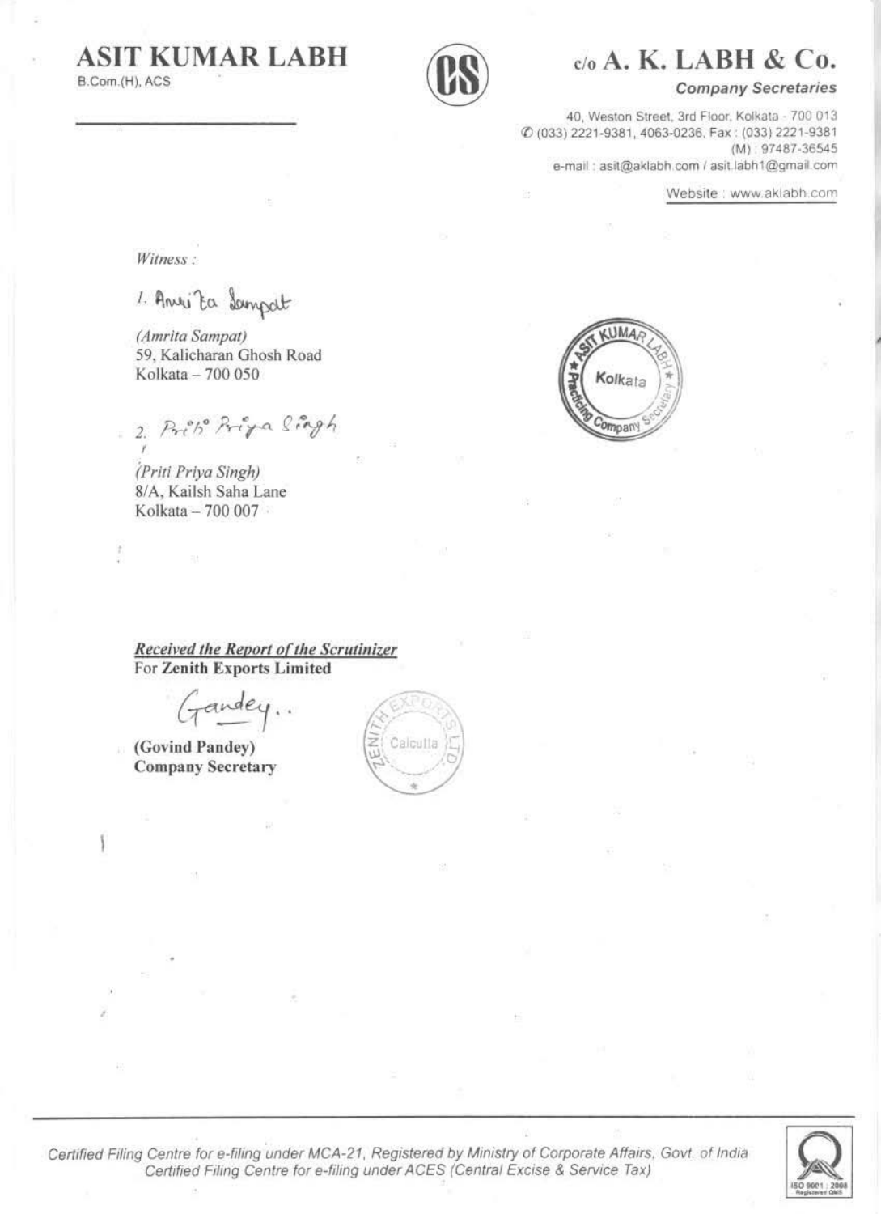# ASIT KUMAR LABH

B.Com.(H), ACS

## c/o A. K. LABH & Co.

*Company Secretaries*

40, Weston Street, 3rd Floor, Kolkata - 700 013
(033) 2221-9381, 4063-0236, Fax : (033) 2221-9381
(M) : 97487-36545
e-mail : asit@aklabh.com / asit.labh1@gmail.com

Website : www.aklabh.com

*Witness :*

1. Amrita Sampat

*(Amrita Sampat)*
59, Kalicharan Ghosh Road
Kolkata – 700 050

2. Priti Priya Singh

*(Priti Priya Singh)*
8/A, Kailsh Saha Lane
Kolkata – 700 007

ASIT KUMAR LABH ★ Practicing Company Secretary ★ Kolkata

***Received the Report of the Scrutinizer***
For **Zenith Exports Limited**

Gandey..

**(Govind Pandey)**
**Company Secretary**

ZENITH EXPORTS LTD Calcutta

*Certified Filing Centre for e-filing under MCA-21, Registered by Ministry of Corporate Affairs, Govt. of India*
*Certified Filing Centre for e-filing under ACES (Central Excise & Service Tax)*